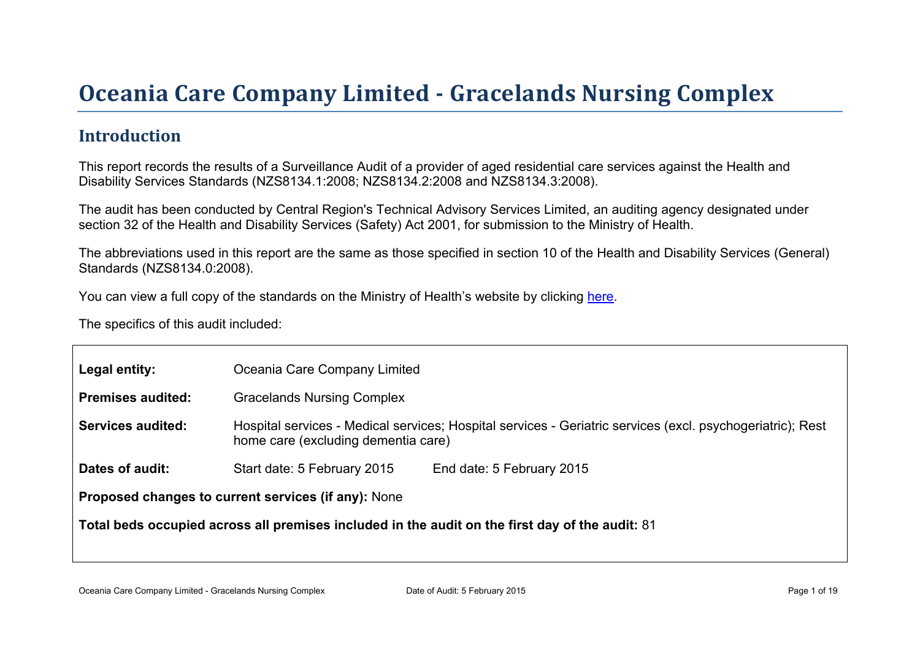# Oceania Care Company Limited - Gracelands Nursing Complex

## Introduction

This report records the results of a Surveillance Audit of a provider of aged residential care services against the Health and Disability Services Standards (NZS8134.1:2008; NZS8134.2:2008 and NZS8134.3:2008).

The audit has been conducted by Central Region's Technical Advisory Services Limited, an auditing agency designated under section 32 of the Health and Disability Services (Safety) Act 2001, for submission to the Ministry of Health.

The abbreviations used in this report are the same as those specified in section 10 of the Health and Disability Services (General) Standards (NZS8134.0:2008).

You can view a full copy of the standards on the Ministry of Health's website by clicking here.

The specifics of this audit included:

**Legal entity:** Oceania Care Company Limited

**Premises audited:** Gracelands Nursing Complex

**Services audited:** Hospital services - Medical services; Hospital services - Geriatric services (excl. psychogeriatric); Rest home care (excluding dementia care)

**Dates of audit:** Start date: 5 February 2015 End date: 5 February 2015

**Proposed changes to current services (if any):** None

**Total beds occupied across all premises included in the audit on the first day of the audit:** 81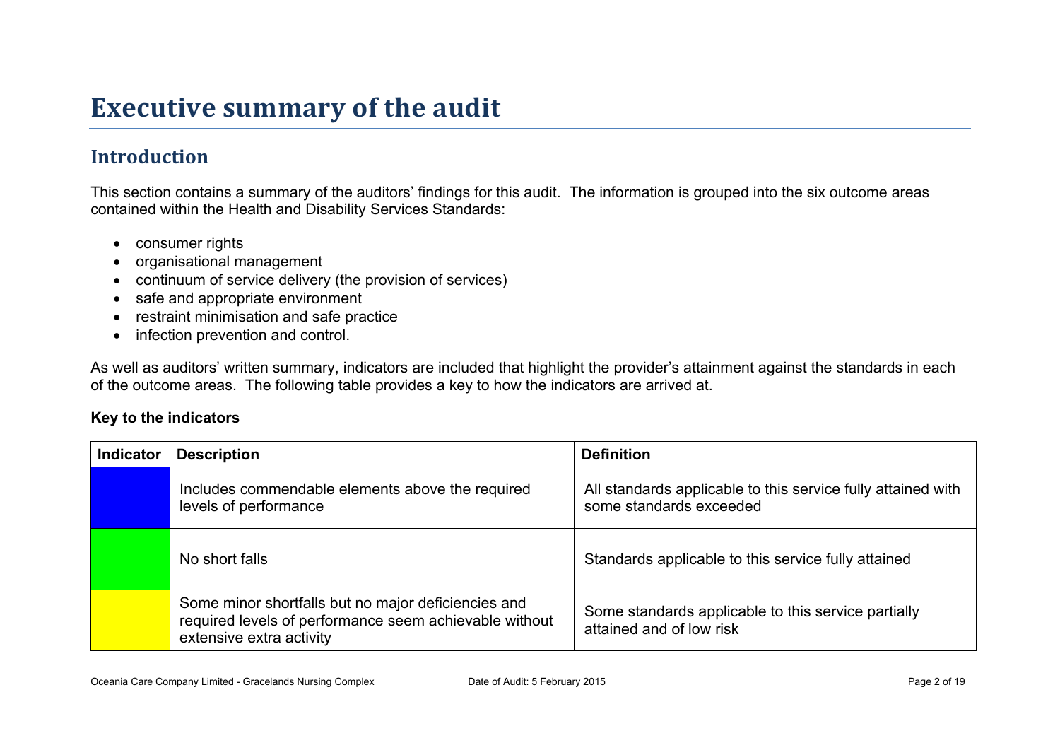# Executive summary of the audit

## Introduction

This section contains a summary of the auditors' findings for this audit. The information is grouped into the six outcome areas contained within the Health and Disability Services Standards:

- consumer rights
- organisational management
- continuum of service delivery (the provision of services)
- safe and appropriate environment
- restraint minimisation and safe practice
- infection prevention and control.

As well as auditors' written summary, indicators are included that highlight the provider's attainment against the standards in each of the outcome areas. The following table provides a key to how the indicators are arrived at.

**Key to the indicators**

| Indicator | Description | Definition |
|---|---|---|
| | Includes commendable elements above the required levels of performance | All standards applicable to this service fully attained with some standards exceeded |
| | No short falls | Standards applicable to this service fully attained |
| | Some minor shortfalls but no major deficiencies and required levels of performance seem achievable without extensive extra activity | Some standards applicable to this service partially attained and of low risk |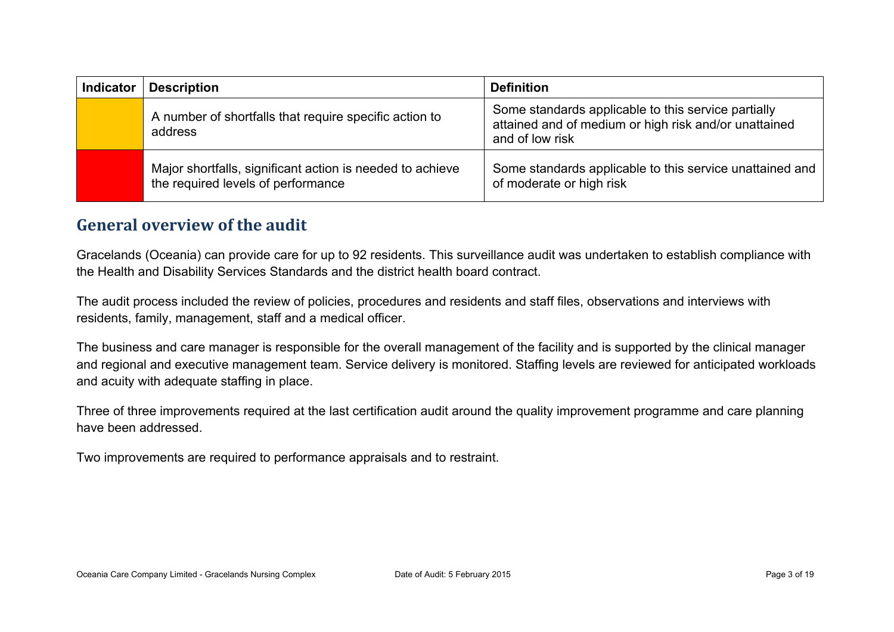| Indicator | Description | Definition |
| --- | --- | --- |
|  | A number of shortfalls that require specific action to address | Some standards applicable to this service partially attained and of medium or high risk and/or unattained and of low risk |
|  | Major shortfalls, significant action is needed to achieve the required levels of performance | Some standards applicable to this service unattained and of moderate or high risk |

## General overview of the audit

Gracelands (Oceania) can provide care for up to 92 residents. This surveillance audit was undertaken to establish compliance with the Health and Disability Services Standards and the district health board contract.

The audit process included the review of policies, procedures and residents and staff files, observations and interviews with residents, family, management, staff and a medical officer.

The business and care manager is responsible for the overall management of the facility and is supported by the clinical manager and regional and executive management team. Service delivery is monitored. Staffing levels are reviewed for anticipated workloads and acuity with adequate staffing in place.

Three of three improvements required at the last certification audit around the quality improvement programme and care planning have been addressed.

Two improvements are required to performance appraisals and to restraint.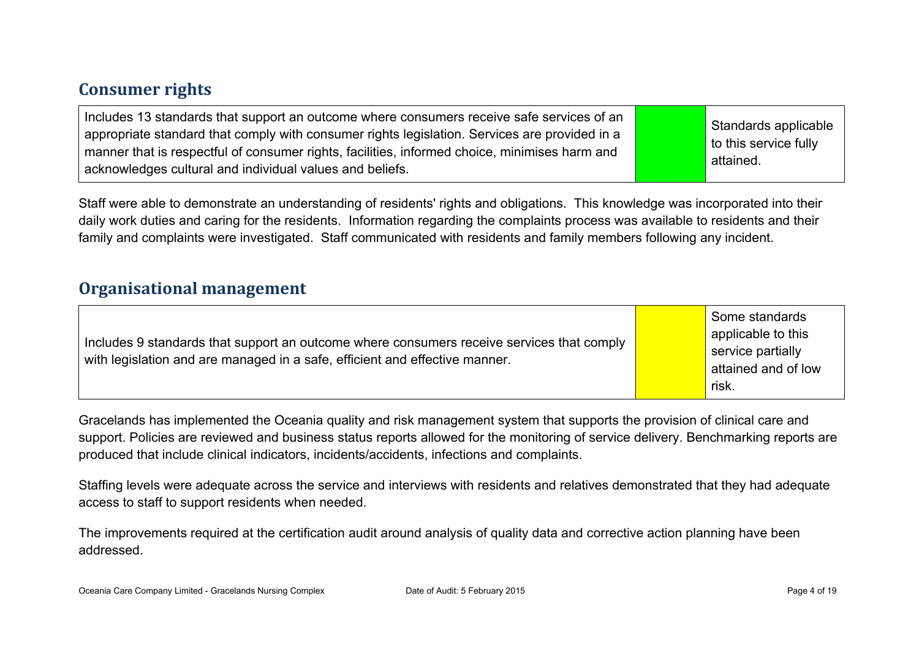## Consumer rights

| Includes 13 standards that support an outcome where consumers receive safe services of an appropriate standard that comply with consumer rights legislation. Services are provided in a manner that is respectful of consumer rights, facilities, informed choice, minimises harm and acknowledges cultural and individual values and beliefs. | | Standards applicable to this service fully attained. |
|---|---|---|

Staff were able to demonstrate an understanding of residents' rights and obligations. This knowledge was incorporated into their daily work duties and caring for the residents. Information regarding the complaints process was available to residents and their family and complaints were investigated. Staff communicated with residents and family members following any incident.

## Organisational management

| Includes 9 standards that support an outcome where consumers receive services that comply with legislation and are managed in a safe, efficient and effective manner. | | Some standards applicable to this service partially attained and of low risk. |
|---|---|---|

Gracelands has implemented the Oceania quality and risk management system that supports the provision of clinical care and support. Policies are reviewed and business status reports allowed for the monitoring of service delivery. Benchmarking reports are produced that include clinical indicators, incidents/accidents, infections and complaints.

Staffing levels were adequate across the service and interviews with residents and relatives demonstrated that they had adequate access to staff to support residents when needed.

The improvements required at the certification audit around analysis of quality data and corrective action planning have been addressed.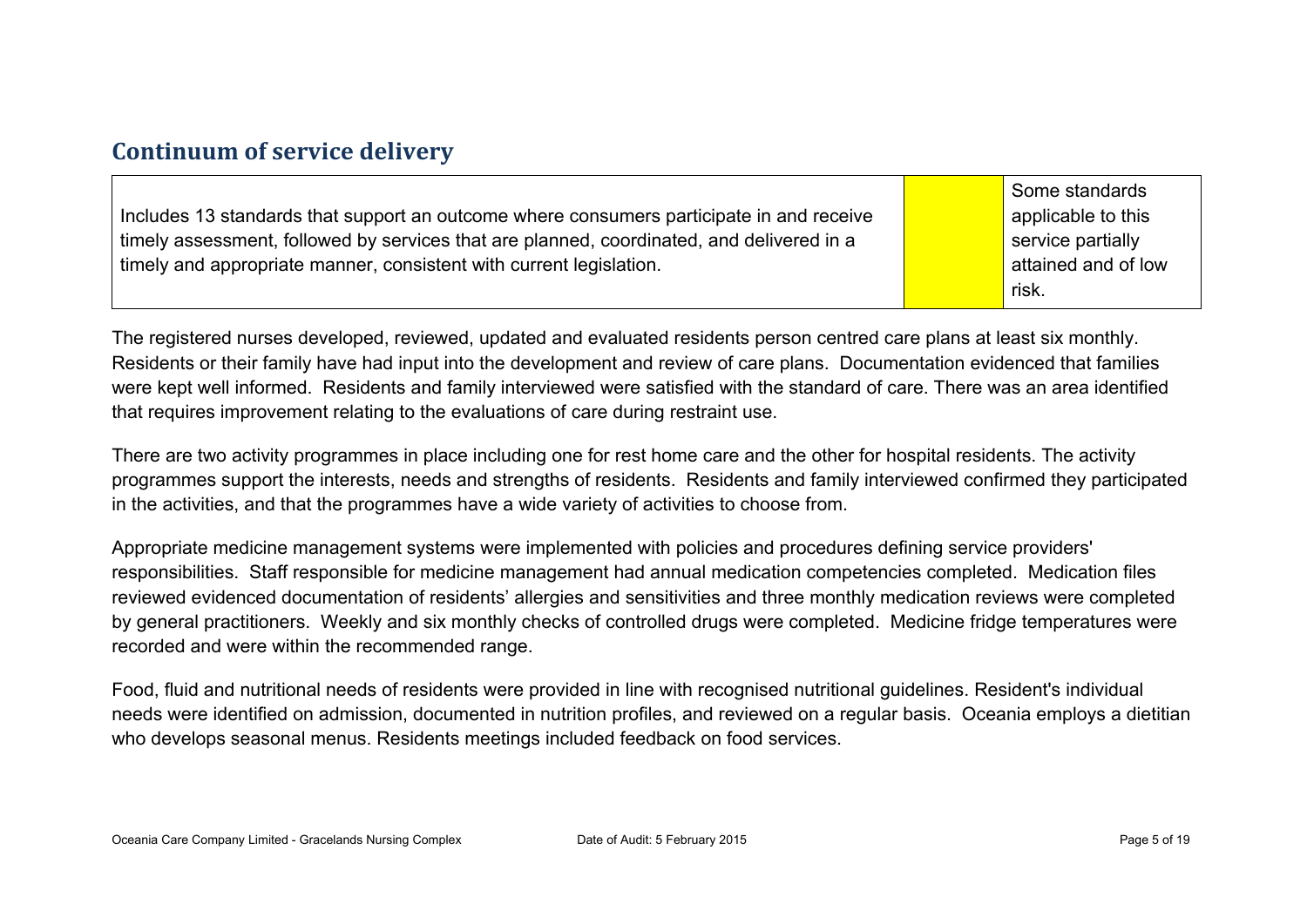## Continuum of service delivery

| Includes 13 standards that support an outcome where consumers participate in and receive timely assessment, followed by services that are planned, coordinated, and delivered in a timely and appropriate manner, consistent with current legislation. | | Some standards applicable to this service partially attained and of low risk. |
|---|---|---|

The registered nurses developed, reviewed, updated and evaluated residents person centred care plans at least six monthly. Residents or their family have had input into the development and review of care plans. Documentation evidenced that families were kept well informed. Residents and family interviewed were satisfied with the standard of care. There was an area identified that requires improvement relating to the evaluations of care during restraint use.

There are two activity programmes in place including one for rest home care and the other for hospital residents. The activity programmes support the interests, needs and strengths of residents. Residents and family interviewed confirmed they participated in the activities, and that the programmes have a wide variety of activities to choose from.

Appropriate medicine management systems were implemented with policies and procedures defining service providers' responsibilities. Staff responsible for medicine management had annual medication competencies completed. Medication files reviewed evidenced documentation of residents' allergies and sensitivities and three monthly medication reviews were completed by general practitioners. Weekly and six monthly checks of controlled drugs were completed. Medicine fridge temperatures were recorded and were within the recommended range.

Food, fluid and nutritional needs of residents were provided in line with recognised nutritional guidelines. Resident's individual needs were identified on admission, documented in nutrition profiles, and reviewed on a regular basis. Oceania employs a dietitian who develops seasonal menus. Residents meetings included feedback on food services.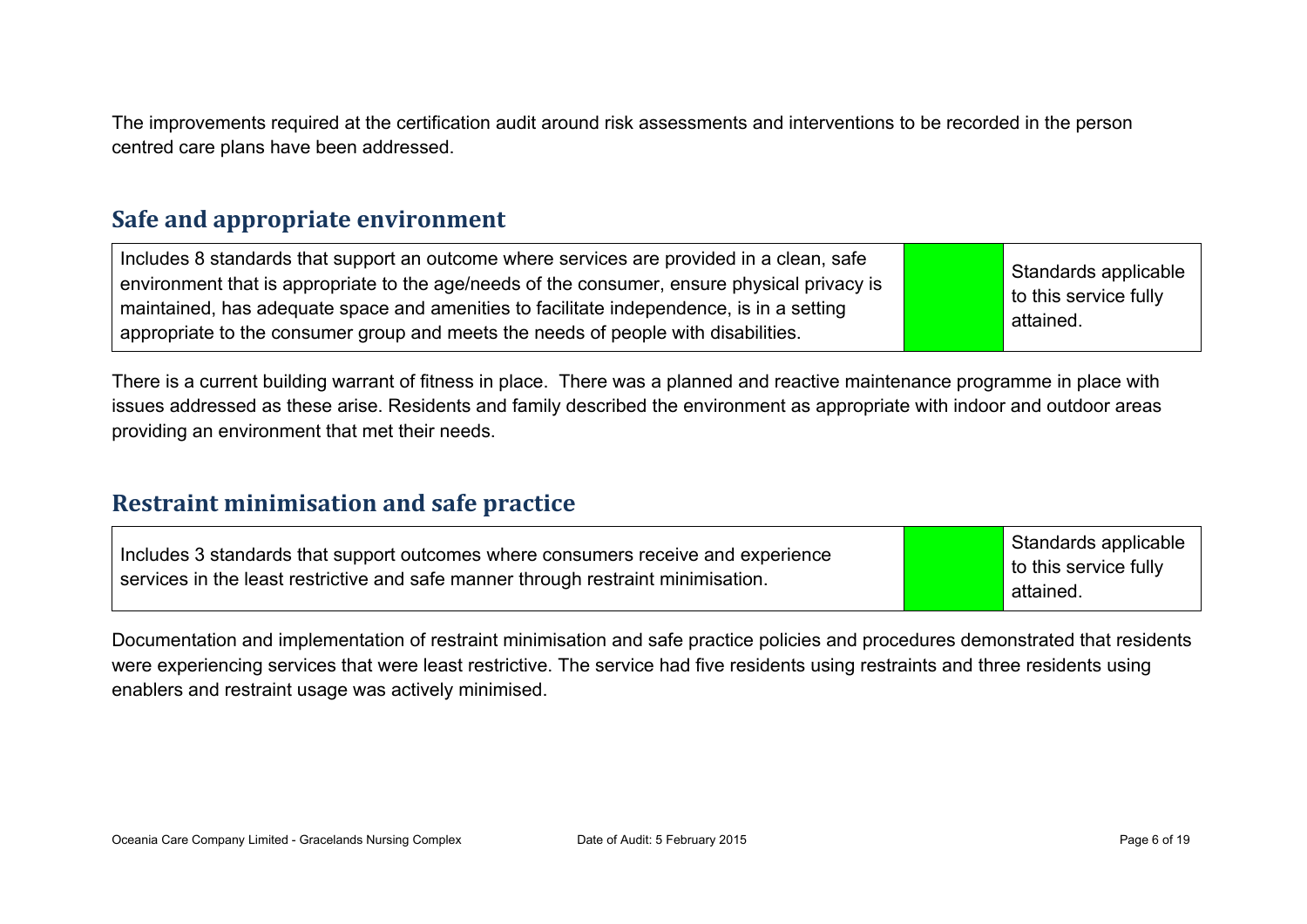The improvements required at the certification audit around risk assessments and interventions to be recorded in the person centred care plans have been addressed.

## Safe and appropriate environment

| Includes 8 standards that support an outcome where services are provided in a clean, safe environment that is appropriate to the age/needs of the consumer, ensure physical privacy is maintained, has adequate space and amenities to facilitate independence, is in a setting appropriate to the consumer group and meets the needs of people with disabilities. | | Standards applicable to this service fully attained. |
|---|---|---|

There is a current building warrant of fitness in place. There was a planned and reactive maintenance programme in place with issues addressed as these arise. Residents and family described the environment as appropriate with indoor and outdoor areas providing an environment that met their needs.

## Restraint minimisation and safe practice

| Includes 3 standards that support outcomes where consumers receive and experience services in the least restrictive and safe manner through restraint minimisation. | | Standards applicable to this service fully attained. |
|---|---|---|

Documentation and implementation of restraint minimisation and safe practice policies and procedures demonstrated that residents were experiencing services that were least restrictive. The service had five residents using restraints and three residents using enablers and restraint usage was actively minimised.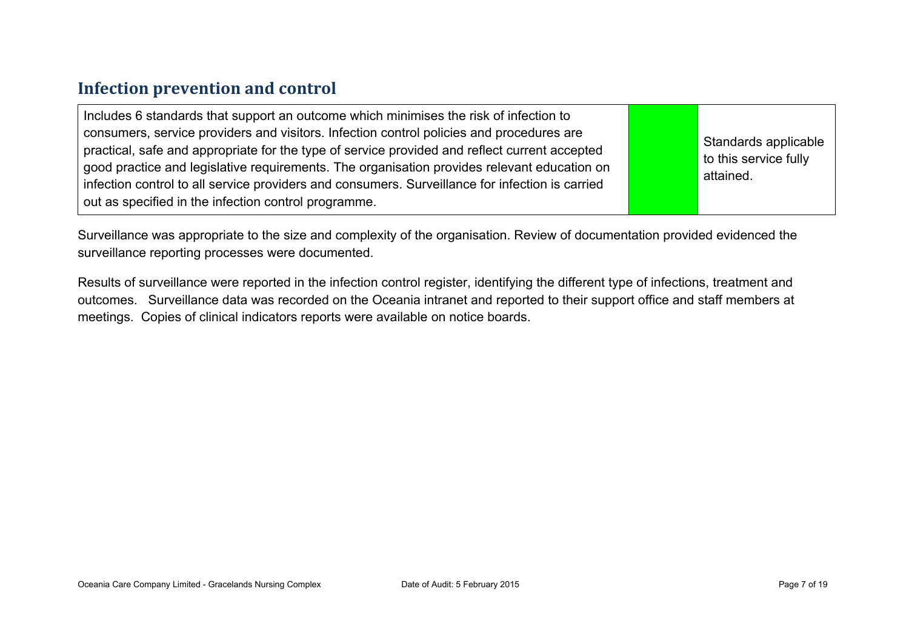## Infection prevention and control

| Includes 6 standards that support an outcome which minimises the risk of infection to consumers, service providers and visitors. Infection control policies and procedures are practical, safe and appropriate for the type of service provided and reflect current accepted good practice and legislative requirements. The organisation provides relevant education on infection control to all service providers and consumers. Surveillance for infection is carried out as specified in the infection control programme. | | Standards applicable to this service fully attained. |
|---|---|---|

Surveillance was appropriate to the size and complexity of the organisation. Review of documentation provided evidenced the surveillance reporting processes were documented.

Results of surveillance were reported in the infection control register, identifying the different type of infections, treatment and outcomes. Surveillance data was recorded on the Oceania intranet and reported to their support office and staff members at meetings. Copies of clinical indicators reports were available on notice boards.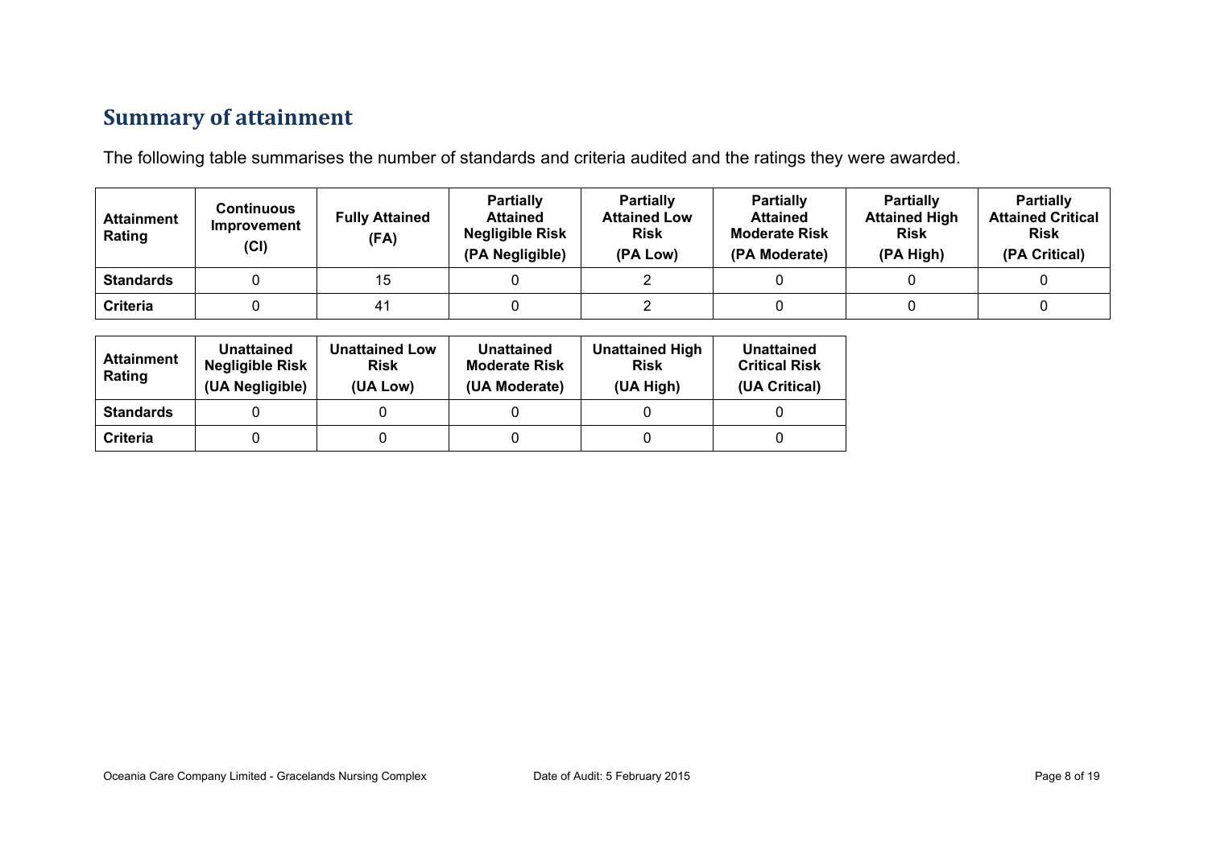## Summary of attainment

The following table summarises the number of standards and criteria audited and the ratings they were awarded.

| Attainment Rating | Continuous Improvement (CI) | Fully Attained (FA) | Partially Attained Negligible Risk (PA Negligible) | Partially Attained Low Risk (PA Low) | Partially Attained Moderate Risk (PA Moderate) | Partially Attained High Risk (PA High) | Partially Attained Critical Risk (PA Critical) |
|---|---|---|---|---|---|---|---|
| **Standards** | 0 | 15 | 0 | 2 | 0 | 0 | 0 |
| **Criteria** | 0 | 41 | 0 | 2 | 0 | 0 | 0 |

| Attainment Rating | Unattained Negligible Risk (UA Negligible) | Unattained Low Risk (UA Low) | Unattained Moderate Risk (UA Moderate) | Unattained High Risk (UA High) | Unattained Critical Risk (UA Critical) |
|---|---|---|---|---|---|
| **Standards** | 0 | 0 | 0 | 0 | 0 |
| **Criteria** | 0 | 0 | 0 | 0 | 0 |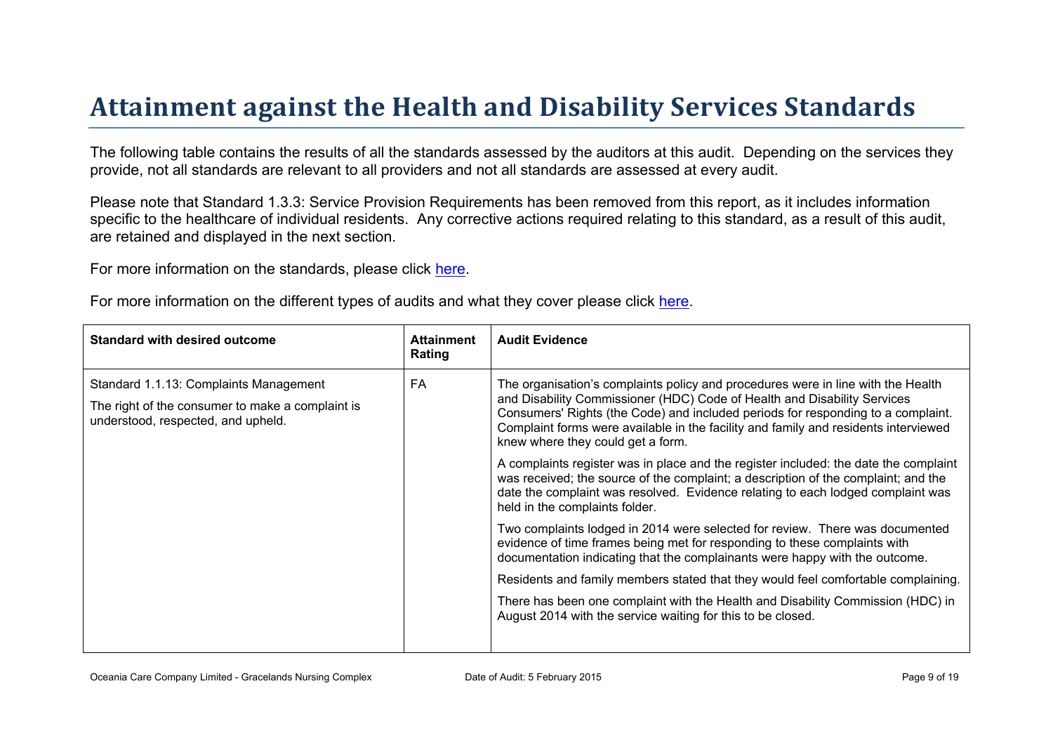# Attainment against the Health and Disability Services Standards

The following table contains the results of all the standards assessed by the auditors at this audit. Depending on the services they provide, not all standards are relevant to all providers and not all standards are assessed at every audit.

Please note that Standard 1.3.3: Service Provision Requirements has been removed from this report, as it includes information specific to the healthcare of individual residents. Any corrective actions required relating to this standard, as a result of this audit, are retained and displayed in the next section.

For more information on the standards, please click here.

For more information on the different types of audits and what they cover please click here.

| Standard with desired outcome | Attainment Rating | Audit Evidence |
|---|---|---|
| Standard 1.1.13: Complaints Management<br><br>The right of the consumer to make a complaint is understood, respected, and upheld. | FA | The organisation's complaints policy and procedures were in line with the Health and Disability Commissioner (HDC) Code of Health and Disability Services Consumers' Rights (the Code) and included periods for responding to a complaint. Complaint forms were available in the facility and family and residents interviewed knew where they could get a form.<br><br>A complaints register was in place and the register included: the date the complaint was received; the source of the complaint; a description of the complaint; and the date the complaint was resolved. Evidence relating to each lodged complaint was held in the complaints folder.<br><br>Two complaints lodged in 2014 were selected for review. There was documented evidence of time frames being met for responding to these complaints with documentation indicating that the complainants were happy with the outcome.<br><br>Residents and family members stated that they would feel comfortable complaining.<br><br>There has been one complaint with the Health and Disability Commission (HDC) in August 2014 with the service waiting for this to be closed. |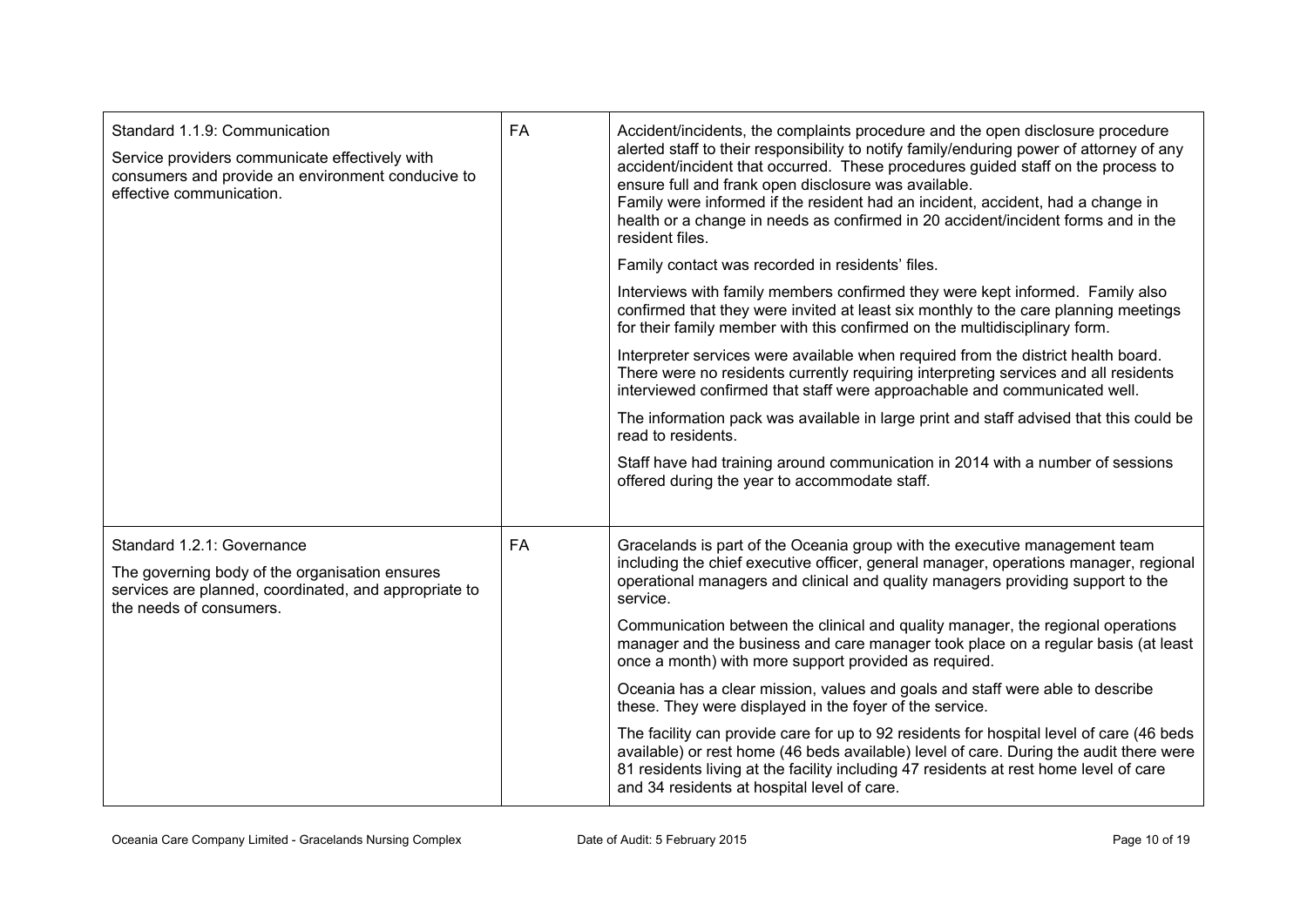| Standard | Attainment | Evidence |
|---|---|---|
| Standard 1.1.9: Communication<br><br>Service providers communicate effectively with consumers and provide an environment conducive to effective communication. | FA | Accident/incidents, the complaints procedure and the open disclosure procedure alerted staff to their responsibility to notify family/enduring power of attorney of any accident/incident that occurred. These procedures guided staff on the process to ensure full and frank open disclosure was available.<br>Family were informed if the resident had an incident, accident, had a change in health or a change in needs as confirmed in 20 accident/incident forms and in the resident files.<br><br>Family contact was recorded in residents' files.<br><br>Interviews with family members confirmed they were kept informed. Family also confirmed that they were invited at least six monthly to the care planning meetings for their family member with this confirmed on the multidisciplinary form.<br><br>Interpreter services were available when required from the district health board. There were no residents currently requiring interpreting services and all residents interviewed confirmed that staff were approachable and communicated well.<br><br>The information pack was available in large print and staff advised that this could be read to residents.<br><br>Staff have had training around communication in 2014 with a number of sessions offered during the year to accommodate staff. |
| Standard 1.2.1: Governance<br><br>The governing body of the organisation ensures services are planned, coordinated, and appropriate to the needs of consumers. | FA | Gracelands is part of the Oceania group with the executive management team including the chief executive officer, general manager, operations manager, regional operational managers and clinical and quality managers providing support to the service.<br><br>Communication between the clinical and quality manager, the regional operations manager and the business and care manager took place on a regular basis (at least once a month) with more support provided as required.<br><br>Oceania has a clear mission, values and goals and staff were able to describe these. They were displayed in the foyer of the service.<br><br>The facility can provide care for up to 92 residents for hospital level of care (46 beds available) or rest home (46 beds available) level of care. During the audit there were 81 residents living at the facility including 47 residents at rest home level of care and 34 residents at hospital level of care. |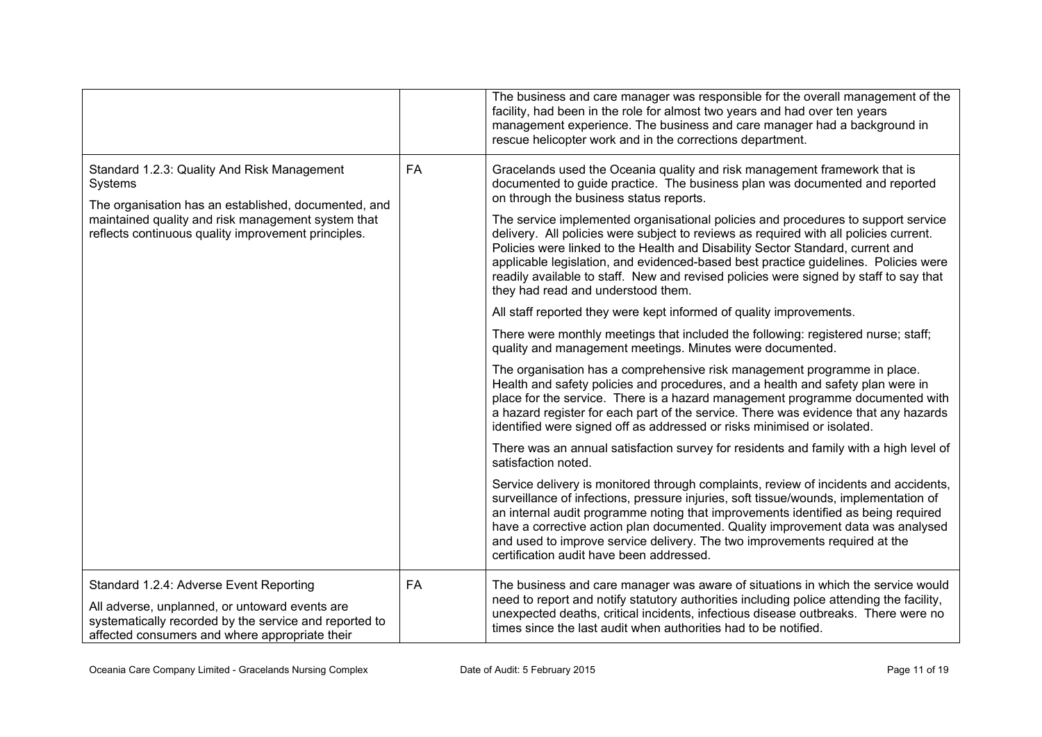| | | |
|---|---|---|
| | | The business and care manager was responsible for the overall management of the facility, had been in the role for almost two years and had over ten years management experience. The business and care manager had a background in rescue helicopter work and in the corrections department. |
| Standard 1.2.3: Quality And Risk Management Systems<br><br>The organisation has an established, documented, and maintained quality and risk management system that reflects continuous quality improvement principles. | FA | Gracelands used the Oceania quality and risk management framework that is documented to guide practice. The business plan was documented and reported on through the business status reports.<br><br>The service implemented organisational policies and procedures to support service delivery. All policies were subject to reviews as required with all policies current. Policies were linked to the Health and Disability Sector Standard, current and applicable legislation, and evidenced-based best practice guidelines. Policies were readily available to staff. New and revised policies were signed by staff to say that they had read and understood them.<br><br>All staff reported they were kept informed of quality improvements.<br><br>There were monthly meetings that included the following: registered nurse; staff; quality and management meetings. Minutes were documented.<br><br>The organisation has a comprehensive risk management programme in place. Health and safety policies and procedures, and a health and safety plan were in place for the service. There is a hazard management programme documented with a hazard register for each part of the service. There was evidence that any hazards identified were signed off as addressed or risks minimised or isolated.<br><br>There was an annual satisfaction survey for residents and family with a high level of satisfaction noted.<br><br>Service delivery is monitored through complaints, review of incidents and accidents, surveillance of infections, pressure injuries, soft tissue/wounds, implementation of an internal audit programme noting that improvements identified as being required have a corrective action plan documented. Quality improvement data was analysed and used to improve service delivery. The two improvements required at the certification audit have been addressed. |
| Standard 1.2.4: Adverse Event Reporting<br><br>All adverse, unplanned, or untoward events are systematically recorded by the service and reported to affected consumers and where appropriate their | FA | The business and care manager was aware of situations in which the service would need to report and notify statutory authorities including police attending the facility, unexpected deaths, critical incidents, infectious disease outbreaks. There were no times since the last audit when authorities had to be notified. |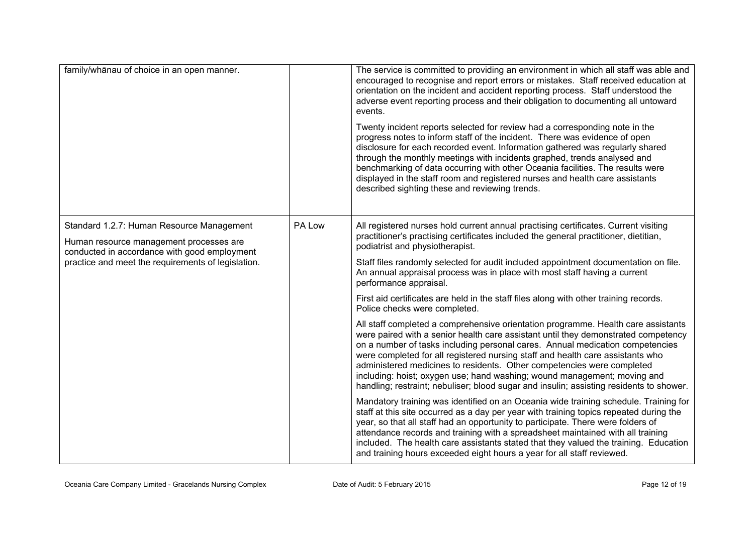| | | |
|---|---|---|
| family/whānau of choice in an open manner. | | The service is committed to providing an environment in which all staff was able and encouraged to recognise and report errors or mistakes. Staff received education at orientation on the incident and accident reporting process. Staff understood the adverse event reporting process and their obligation to documenting all untoward events.<br><br>Twenty incident reports selected for review had a corresponding note in the progress notes to inform staff of the incident. There was evidence of open disclosure for each recorded event. Information gathered was regularly shared through the monthly meetings with incidents graphed, trends analysed and benchmarking of data occurring with other Oceania facilities. The results were displayed in the staff room and registered nurses and health care assistants described sighting these and reviewing trends. |
| Standard 1.2.7: Human Resource Management<br><br>Human resource management processes are conducted in accordance with good employment practice and meet the requirements of legislation. | PA Low | All registered nurses hold current annual practising certificates. Current visiting practitioner's practising certificates included the general practitioner, dietitian, podiatrist and physiotherapist.<br><br>Staff files randomly selected for audit included appointment documentation on file. An annual appraisal process was in place with most staff having a current performance appraisal.<br><br>First aid certificates are held in the staff files along with other training records. Police checks were completed.<br><br>All staff completed a comprehensive orientation programme. Health care assistants were paired with a senior health care assistant until they demonstrated competency on a number of tasks including personal cares. Annual medication competencies were completed for all registered nursing staff and health care assistants who administered medicines to residents. Other competencies were completed including: hoist; oxygen use; hand washing; wound management; moving and handling; restraint; nebuliser; blood sugar and insulin; assisting residents to shower.<br><br>Mandatory training was identified on an Oceania wide training schedule. Training for staff at this site occurred as a day per year with training topics repeated during the year, so that all staff had an opportunity to participate. There were folders of attendance records and training with a spreadsheet maintained with all training included. The health care assistants stated that they valued the training. Education and training hours exceeded eight hours a year for all staff reviewed. |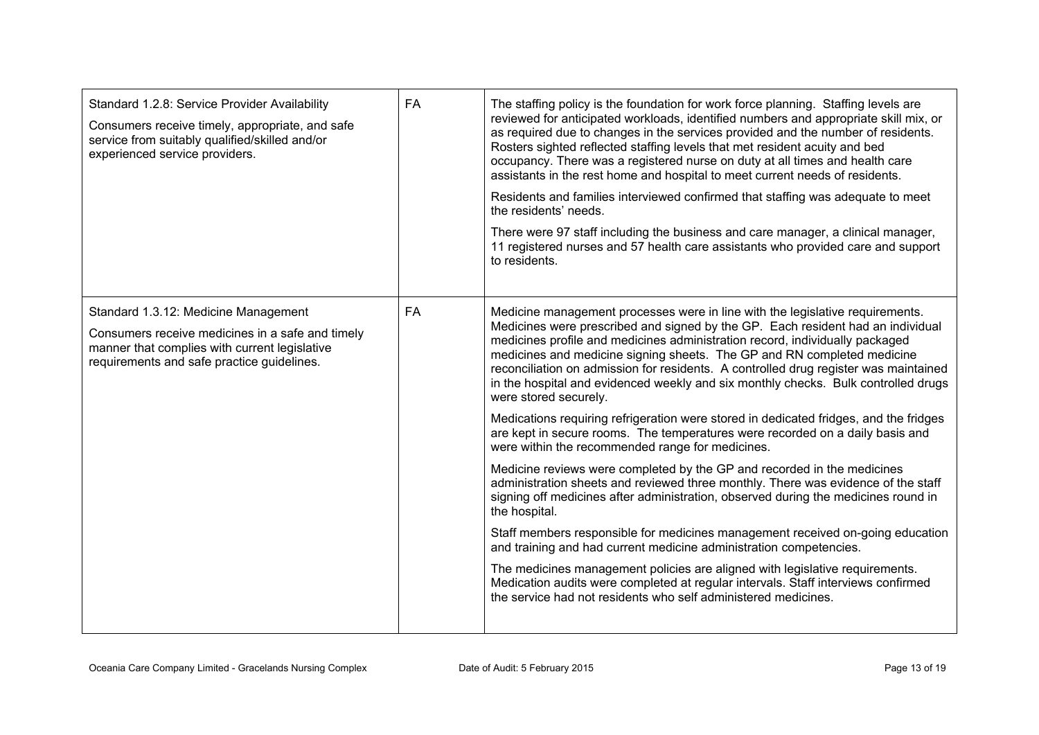| | | |
|---|---|---|
| Standard 1.2.8: Service Provider Availability<br><br>Consumers receive timely, appropriate, and safe service from suitably qualified/skilled and/or experienced service providers. | FA | The staffing policy is the foundation for work force planning. Staffing levels are reviewed for anticipated workloads, identified numbers and appropriate skill mix, or as required due to changes in the services provided and the number of residents. Rosters sighted reflected staffing levels that met resident acuity and bed occupancy. There was a registered nurse on duty at all times and health care assistants in the rest home and hospital to meet current needs of residents.<br><br>Residents and families interviewed confirmed that staffing was adequate to meet the residents' needs.<br><br>There were 97 staff including the business and care manager, a clinical manager, 11 registered nurses and 57 health care assistants who provided care and support to residents. |
| Standard 1.3.12: Medicine Management<br><br>Consumers receive medicines in a safe and timely manner that complies with current legislative requirements and safe practice guidelines. | FA | Medicine management processes were in line with the legislative requirements. Medicines were prescribed and signed by the GP. Each resident had an individual medicines profile and medicines administration record, individually packaged medicines and medicine signing sheets. The GP and RN completed medicine reconciliation on admission for residents. A controlled drug register was maintained in the hospital and evidenced weekly and six monthly checks. Bulk controlled drugs were stored securely.<br><br>Medications requiring refrigeration were stored in dedicated fridges, and the fridges are kept in secure rooms. The temperatures were recorded on a daily basis and were within the recommended range for medicines.<br><br>Medicine reviews were completed by the GP and recorded in the medicines administration sheets and reviewed three monthly. There was evidence of the staff signing off medicines after administration, observed during the medicines round in the hospital.<br><br>Staff members responsible for medicines management received on-going education and training and had current medicine administration competencies.<br><br>The medicines management policies are aligned with legislative requirements. Medication audits were completed at regular intervals. Staff interviews confirmed the service had not residents who self administered medicines. |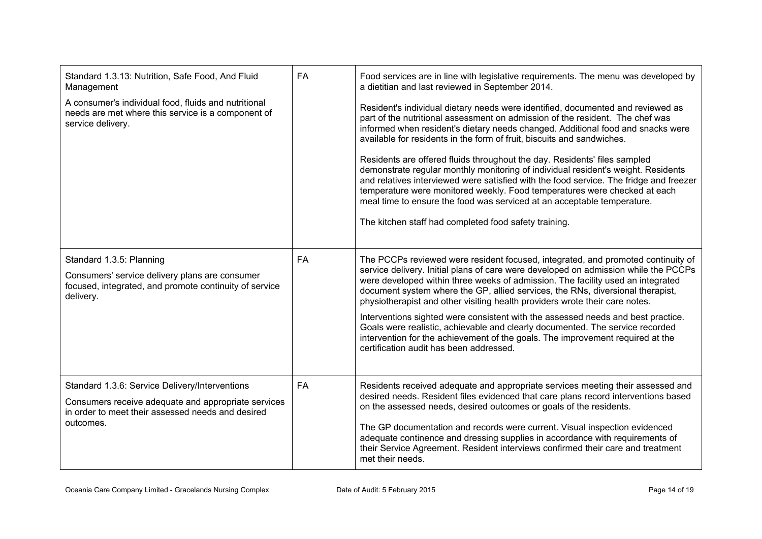| | | |
|---|---|---|
| Standard 1.3.13: Nutrition, Safe Food, And Fluid Management<br><br>A consumer's individual food, fluids and nutritional needs are met where this service is a component of service delivery. | FA | Food services are in line with legislative requirements. The menu was developed by a dietitian and last reviewed in September 2014.<br><br>Resident's individual dietary needs were identified, documented and reviewed as part of the nutritional assessment on admission of the resident. The chef was informed when resident's dietary needs changed. Additional food and snacks were available for residents in the form of fruit, biscuits and sandwiches.<br><br>Residents are offered fluids throughout the day. Residents' files sampled demonstrate regular monthly monitoring of individual resident's weight. Residents and relatives interviewed were satisfied with the food service. The fridge and freezer temperature were monitored weekly. Food temperatures were checked at each meal time to ensure the food was serviced at an acceptable temperature.<br><br>The kitchen staff had completed food safety training. |
| Standard 1.3.5: Planning<br><br>Consumers' service delivery plans are consumer focused, integrated, and promote continuity of service delivery. | FA | The PCCPs reviewed were resident focused, integrated, and promoted continuity of service delivery. Initial plans of care were developed on admission while the PCCPs were developed within three weeks of admission. The facility used an integrated document system where the GP, allied services, the RNs, diversional therapist, physiotherapist and other visiting health providers wrote their care notes.<br><br>Interventions sighted were consistent with the assessed needs and best practice. Goals were realistic, achievable and clearly documented. The service recorded intervention for the achievement of the goals. The improvement required at the certification audit has been addressed. |
| Standard 1.3.6: Service Delivery/Interventions<br><br>Consumers receive adequate and appropriate services in order to meet their assessed needs and desired outcomes. | FA | Residents received adequate and appropriate services meeting their assessed and desired needs. Resident files evidenced that care plans record interventions based on the assessed needs, desired outcomes or goals of the residents.<br><br>The GP documentation and records were current. Visual inspection evidenced adequate continence and dressing supplies in accordance with requirements of their Service Agreement. Resident interviews confirmed their care and treatment met their needs. |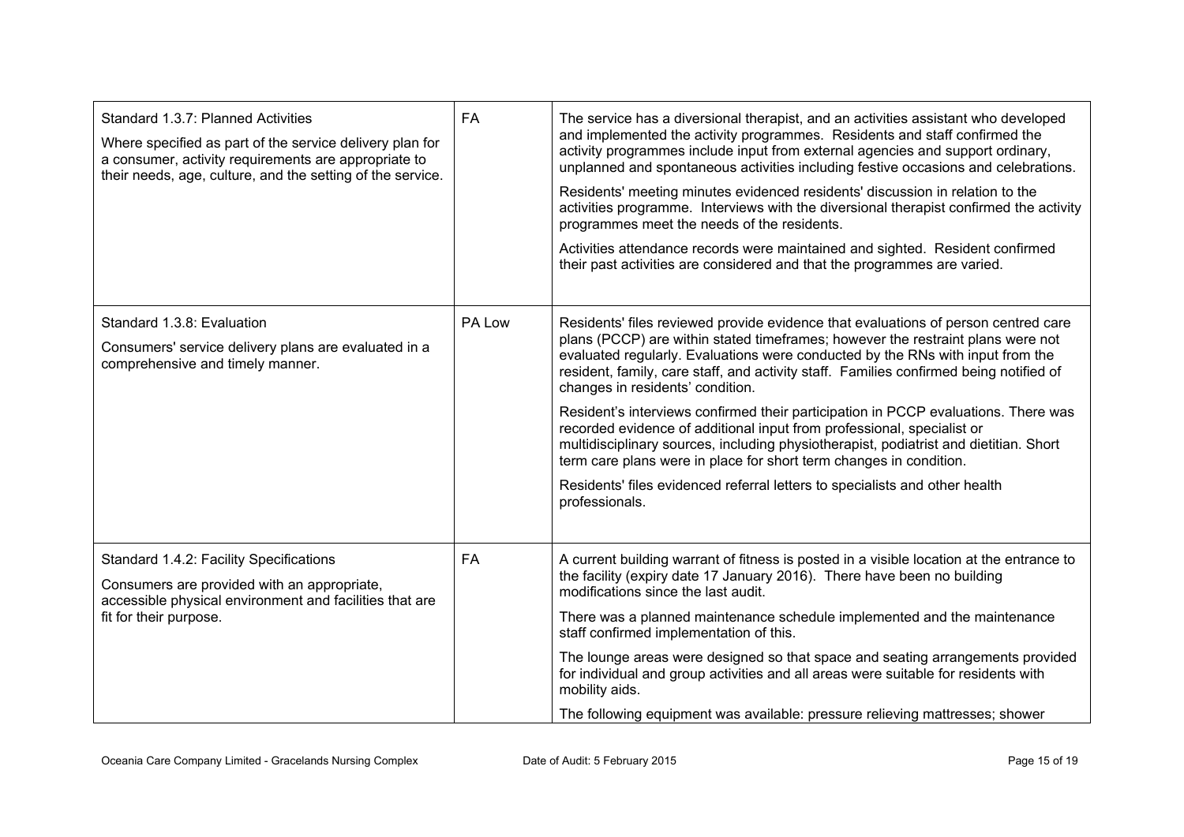| | | |
|---|---|---|
| Standard 1.3.7: Planned Activities<br><br>Where specified as part of the service delivery plan for a consumer, activity requirements are appropriate to their needs, age, culture, and the setting of the service. | FA | The service has a diversional therapist, and an activities assistant who developed and implemented the activity programmes. Residents and staff confirmed the activity programmes include input from external agencies and support ordinary, unplanned and spontaneous activities including festive occasions and celebrations.<br><br>Residents' meeting minutes evidenced residents' discussion in relation to the activities programme. Interviews with the diversional therapist confirmed the activity programmes meet the needs of the residents.<br><br>Activities attendance records were maintained and sighted. Resident confirmed their past activities are considered and that the programmes are varied. |
| Standard 1.3.8: Evaluation<br><br>Consumers' service delivery plans are evaluated in a comprehensive and timely manner. | PA Low | Residents' files reviewed provide evidence that evaluations of person centred care plans (PCCP) are within stated timeframes; however the restraint plans were not evaluated regularly. Evaluations were conducted by the RNs with input from the resident, family, care staff, and activity staff. Families confirmed being notified of changes in residents' condition.<br><br>Resident's interviews confirmed their participation in PCCP evaluations. There was recorded evidence of additional input from professional, specialist or multidisciplinary sources, including physiotherapist, podiatrist and dietitian. Short term care plans were in place for short term changes in condition.<br><br>Residents' files evidenced referral letters to specialists and other health professionals. |
| Standard 1.4.2: Facility Specifications<br><br>Consumers are provided with an appropriate, accessible physical environment and facilities that are fit for their purpose. | FA | A current building warrant of fitness is posted in a visible location at the entrance to the facility (expiry date 17 January 2016). There have been no building modifications since the last audit.<br><br>There was a planned maintenance schedule implemented and the maintenance staff confirmed implementation of this.<br><br>The lounge areas were designed so that space and seating arrangements provided for individual and group activities and all areas were suitable for residents with mobility aids.<br><br>The following equipment was available: pressure relieving mattresses; shower |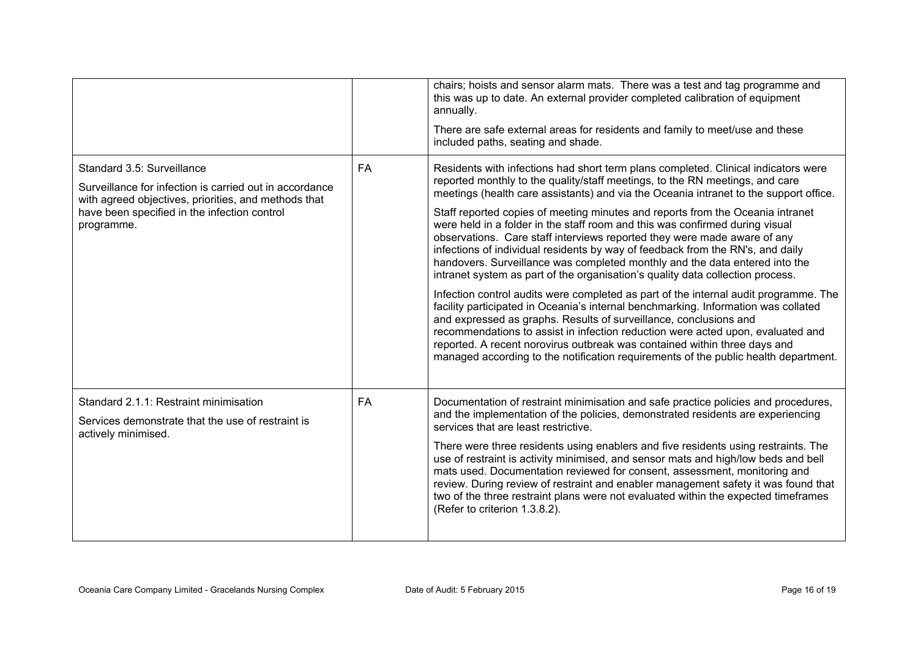| | | |
|---|---|---|
| | | chairs; hoists and sensor alarm mats. There was a test and tag programme and this was up to date. An external provider completed calibration of equipment annually.<br><br>There are safe external areas for residents and family to meet/use and these included paths, seating and shade. |
| Standard 3.5: Surveillance<br><br>Surveillance for infection is carried out in accordance with agreed objectives, priorities, and methods that have been specified in the infection control programme. | FA | Residents with infections had short term plans completed. Clinical indicators were reported monthly to the quality/staff meetings, to the RN meetings, and care meetings (health care assistants) and via the Oceania intranet to the support office.<br><br>Staff reported copies of meeting minutes and reports from the Oceania intranet were held in a folder in the staff room and this was confirmed during visual observations. Care staff interviews reported they were made aware of any infections of individual residents by way of feedback from the RN's, and daily handovers. Surveillance was completed monthly and the data entered into the intranet system as part of the organisation's quality data collection process.<br><br>Infection control audits were completed as part of the internal audit programme. The facility participated in Oceania's internal benchmarking. Information was collated and expressed as graphs. Results of surveillance, conclusions and recommendations to assist in infection reduction were acted upon, evaluated and reported. A recent norovirus outbreak was contained within three days and managed according to the notification requirements of the public health department. |
| Standard 2.1.1: Restraint minimisation<br><br>Services demonstrate that the use of restraint is actively minimised. | FA | Documentation of restraint minimisation and safe practice policies and procedures, and the implementation of the policies, demonstrated residents are experiencing services that are least restrictive.<br><br>There were three residents using enablers and five residents using restraints. The use of restraint is activity minimised, and sensor mats and high/low beds and bell mats used. Documentation reviewed for consent, assessment, monitoring and review. During review of restraint and enabler management safety it was found that two of the three restraint plans were not evaluated within the expected timeframes (Refer to criterion 1.3.8.2). |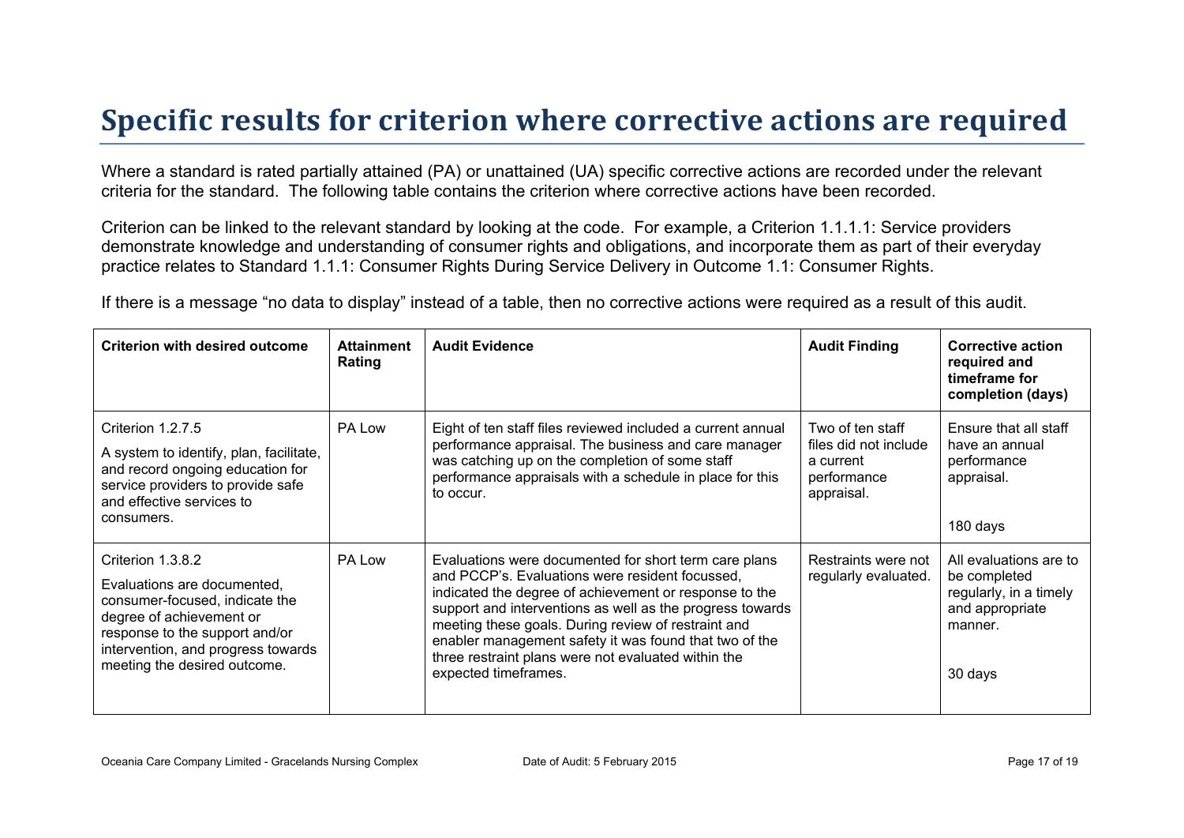# Specific results for criterion where corrective actions are required

Where a standard is rated partially attained (PA) or unattained (UA) specific corrective actions are recorded under the relevant criteria for the standard. The following table contains the criterion where corrective actions have been recorded.

Criterion can be linked to the relevant standard by looking at the code. For example, a Criterion 1.1.1.1: Service providers demonstrate knowledge and understanding of consumer rights and obligations, and incorporate them as part of their everyday practice relates to Standard 1.1.1: Consumer Rights During Service Delivery in Outcome 1.1: Consumer Rights.

If there is a message “no data to display” instead of a table, then no corrective actions were required as a result of this audit.

| Criterion with desired outcome | Attainment Rating | Audit Evidence | Audit Finding | Corrective action required and timeframe for completion (days) |
|---|---|---|---|---|
| Criterion 1.2.7.5<br>A system to identify, plan, facilitate, and record ongoing education for service providers to provide safe and effective services to consumers. | PA Low | Eight of ten staff files reviewed included a current annual performance appraisal. The business and care manager was catching up on the completion of some staff performance appraisals with a schedule in place for this to occur. | Two of ten staff files did not include a current performance appraisal. | Ensure that all staff have an annual performance appraisal.<br><br>180 days |
| Criterion 1.3.8.2<br>Evaluations are documented, consumer-focused, indicate the degree of achievement or response to the support and/or intervention, and progress towards meeting the desired outcome. | PA Low | Evaluations were documented for short term care plans and PCCP's. Evaluations were resident focussed, indicated the degree of achievement or response to the support and interventions as well as the progress towards meeting these goals. During review of restraint and enabler management safety it was found that two of the three restraint plans were not evaluated within the expected timeframes. | Restraints were not regularly evaluated. | All evaluations are to be completed regularly, in a timely and appropriate manner.<br><br>30 days |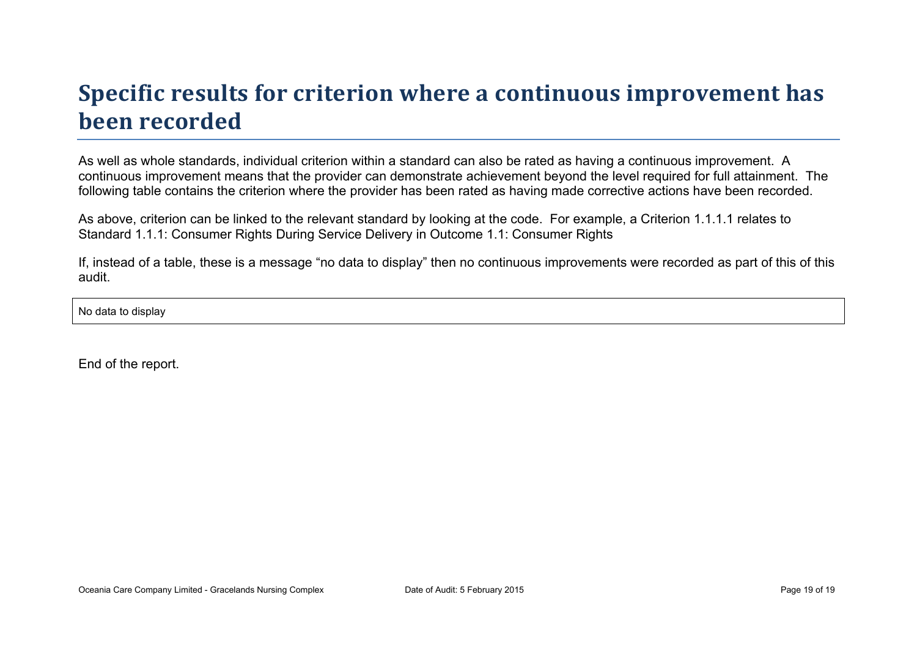# Specific results for criterion where a continuous improvement has been recorded

As well as whole standards, individual criterion within a standard can also be rated as having a continuous improvement. A continuous improvement means that the provider can demonstrate achievement beyond the level required for full attainment. The following table contains the criterion where the provider has been rated as having made corrective actions have been recorded.

As above, criterion can be linked to the relevant standard by looking at the code. For example, a Criterion 1.1.1.1 relates to Standard 1.1.1: Consumer Rights During Service Delivery in Outcome 1.1: Consumer Rights

If, instead of a table, these is a message “no data to display” then no continuous improvements were recorded as part of this of this audit.

No data to display

End of the report.